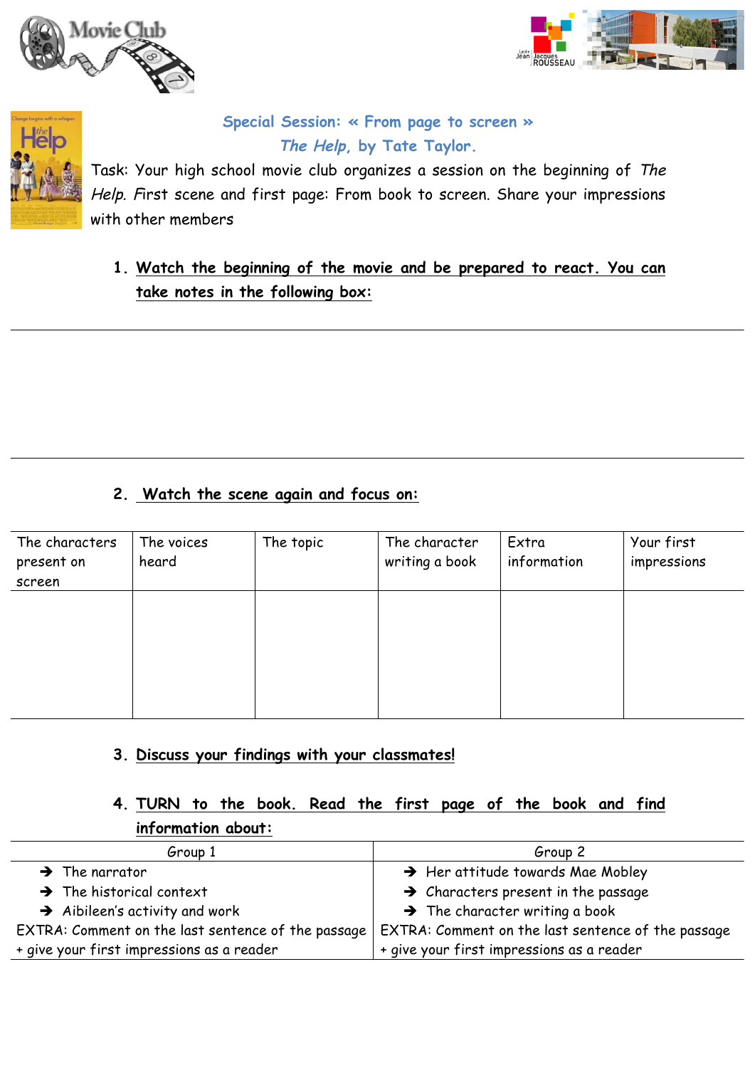## Special Session: « From page to screen »

### *The Help*, by Tate Taylor.

Task: Your high school movie club organizes a session on the beginning of *The Help.* First scene and first page: From book to screen. Share your impressions with other members

1. **Watch the beginning of the movie and be prepared to react. You can take notes in the following box:**

2. **Watch the scene again and focus on:**

| The characters present on screen | The voices heard | The topic | The character writing a book | Extra information | Your first impressions |
|---|---|---|---|---|---|
| | | | | | |

3. **Discuss your findings with your classmates!**

4. **TURN to the book. Read the first page of the book and find information about:**

| Group 1 | Group 2 |
|---|---|
| ➔ The narrator<br>➔ The historical context<br>➔ Aibileen's activity and work | ➔ Her attitude towards Mae Mobley<br>➔ Characters present in the passage<br>➔ The character writing a book |
| EXTRA: Comment on the last sentence of the passage + give your first impressions as a reader | EXTRA: Comment on the last sentence of the passage + give your first impressions as a reader |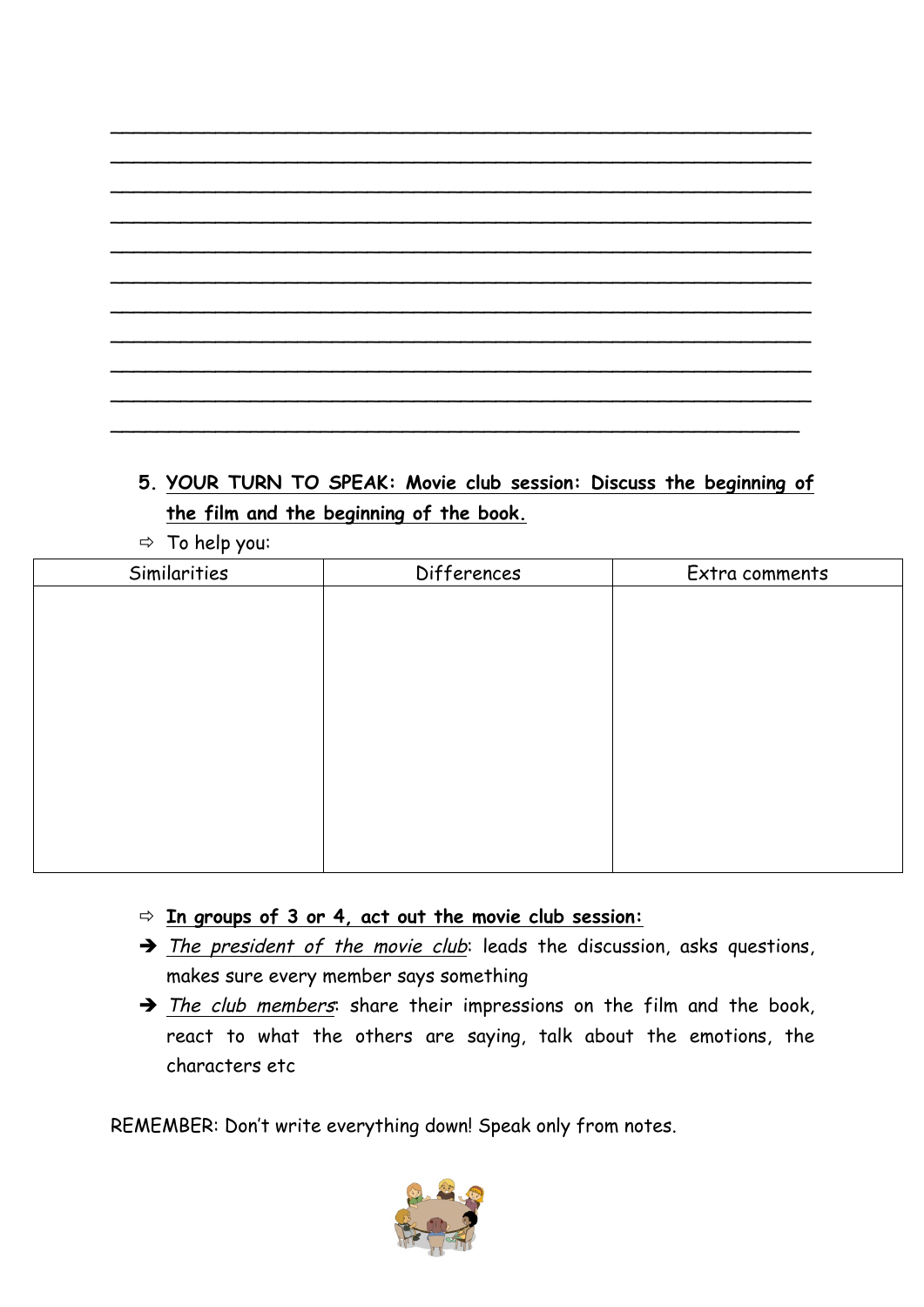___________________________________________________________

___________________________________________________________

___________________________________________________________

___________________________________________________________

___________________________________________________________

___________________________________________________________

___________________________________________________________

___________________________________________________________

___________________________________________________________

___________________________________________________________

__________________________________________________________

5. **YOUR TURN TO SPEAK: Movie club session: Discuss the beginning of the film and the beginning of the book.**

⇨ To help you:

| Similarities | Differences | Extra comments |
| --- | --- | --- |
| | | |

⇨ **In groups of 3 or 4, act out the movie club session:**

➔ *The president of the movie club*: leads the discussion, asks questions, makes sure every member says something

➔ *The club members*: share their impressions on the film and the book, react to what the others are saying, talk about the emotions, the characters etc

REMEMBER: Don't write everything down! Speak only from notes.